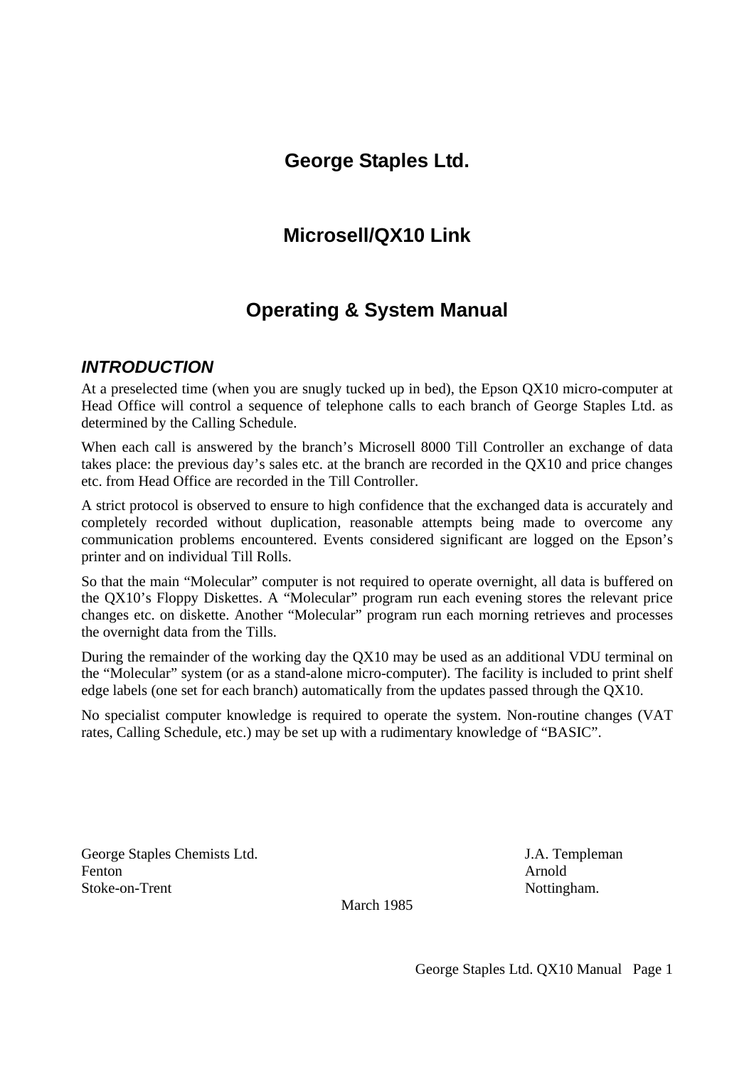# George Staples Ltd.

# Microsell/QX10 Link

# Operating & System Manual

## *INTRODUCTION*

At a preselected time (when you are snugly tucked up in bed), the Epson QX10 micro-computer at Head Office will control a sequence of telephone calls to each branch of George Staples Ltd. as determined by the Calling Schedule.

When each call is answered by the branch's Microsell 8000 Till Controller an exchange of data takes place: the previous day's sales etc. at the branch are recorded in the QX10 and price changes etc. from Head Office are recorded in the Till Controller.

A strict protocol is observed to ensure to high confidence that the exchanged data is accurately and completely recorded without duplication, reasonable attempts being made to overcome any communication problems encountered. Events considered significant are logged on the Epson's printer and on individual Till Rolls.

So that the main "Molecular" computer is not required to operate overnight, all data is buffered on the QX10's Floppy Diskettes. A "Molecular" program run each evening stores the relevant price changes etc. on diskette. Another "Molecular" program run each morning retrieves and processes the overnight data from the Tills.

During the remainder of the working day the QX10 may be used as an additional VDU terminal on the "Molecular" system (or as a stand-alone micro-computer). The facility is included to print shelf edge labels (one set for each branch) automatically from the updates passed through the QX10.

No specialist computer knowledge is required to operate the system. Non-routine changes (VAT rates, Calling Schedule, etc.) may be set up with a rudimentary knowledge of "BASIC".

George Staples Chemists Ltd.
Fenton
Stoke-on-Trent

J.A. Templeman
Arnold
Nottingham.

March 1985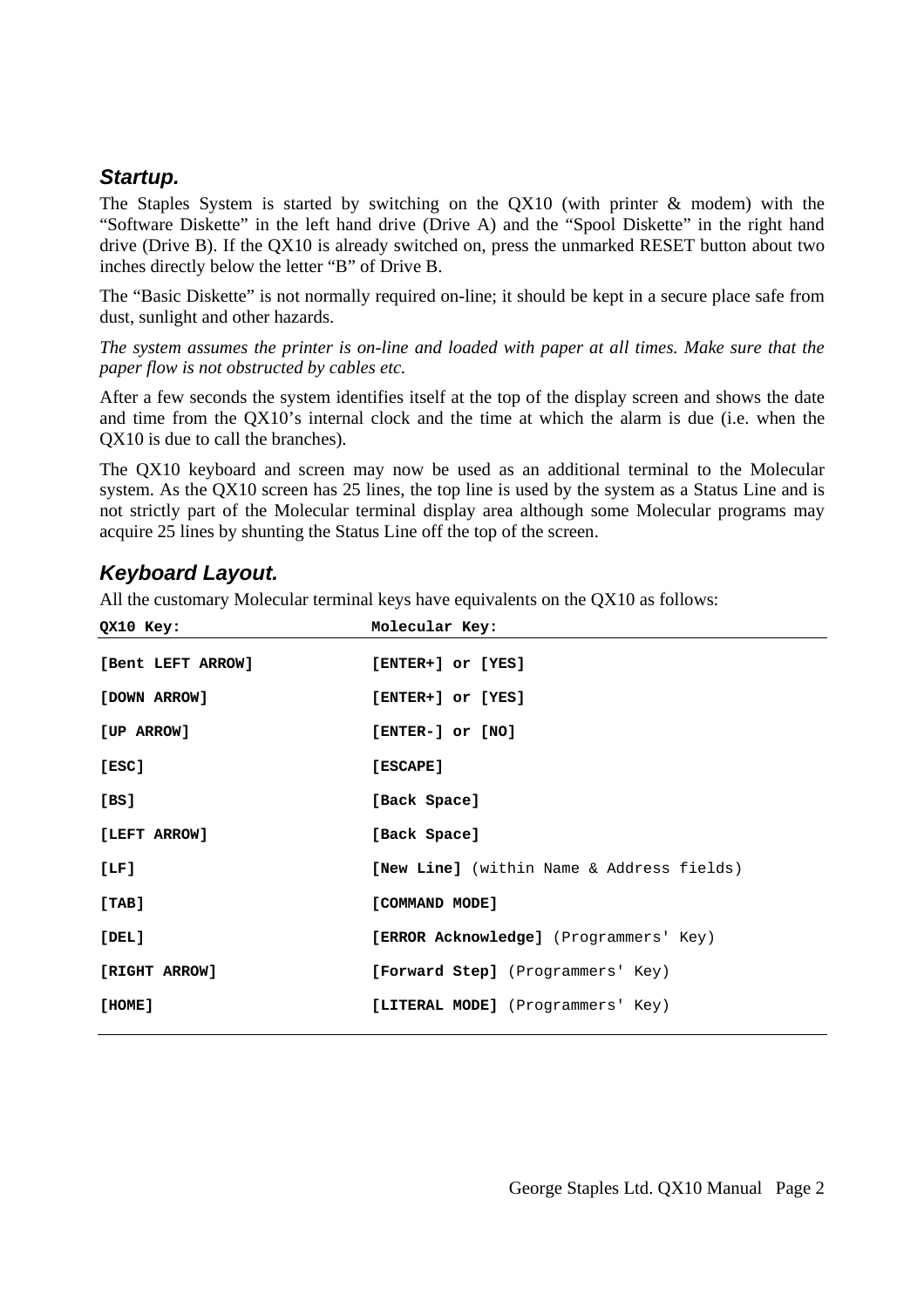## *Startup.*

The Staples System is started by switching on the QX10 (with printer & modem) with the "Software Diskette" in the left hand drive (Drive A) and the "Spool Diskette" in the right hand drive (Drive B). If the QX10 is already switched on, press the unmarked RESET button about two inches directly below the letter "B" of Drive B.

The "Basic Diskette" is not normally required on-line; it should be kept in a secure place safe from dust, sunlight and other hazards.

*The system assumes the printer is on-line and loaded with paper at all times. Make sure that the paper flow is not obstructed by cables etc.*

After a few seconds the system identifies itself at the top of the display screen and shows the date and time from the QX10's internal clock and the time at which the alarm is due (i.e. when the QX10 is due to call the branches).

The QX10 keyboard and screen may now be used as an additional terminal to the Molecular system. As the QX10 screen has 25 lines, the top line is used by the system as a Status Line and is not strictly part of the Molecular terminal display area although some Molecular programs may acquire 25 lines by shunting the Status Line off the top of the screen.

## *Keyboard Layout.*

All the customary Molecular terminal keys have equivalents on the QX10 as follows:

| QX10 Key: | Molecular Key: |
|---|---|
| **[Bent LEFT ARROW]** | **[ENTER+] or [YES]** |
| **[DOWN ARROW]** | **[ENTER+] or [YES]** |
| **[UP ARROW]** | **[ENTER-] or [NO]** |
| **[ESC]** | **[ESCAPE]** |
| **[BS]** | **[Back Space]** |
| **[LEFT ARROW]** | **[Back Space]** |
| **[LF]** | **[New Line]** (within Name & Address fields) |
| **[TAB]** | **[COMMAND MODE]** |
| **[DEL]** | **[ERROR Acknowledge]** (Programmers' Key) |
| **[RIGHT ARROW]** | **[Forward Step]** (Programmers' Key) |
| **[HOME]** | **[LITERAL MODE]** (Programmers' Key) |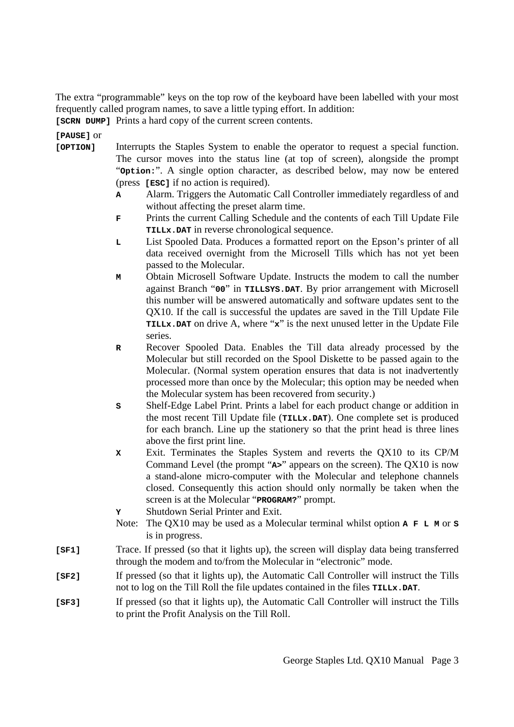The extra "programmable" keys on the top row of the keyboard have been labelled with your most frequently called program names, to save a little typing effort. In addition:

**[SCRN DUMP]** Prints a hard copy of the current screen contents.

**[PAUSE]** or
**[OPTION]** Interrupts the Staples System to enable the operator to request a special function. The cursor moves into the status line (at top of screen), alongside the prompt "**Option:**". A single option character, as described below, may now be entered (press **[ESC]** if no action is required).

- **A** Alarm. Triggers the Automatic Call Controller immediately regardless of and without affecting the preset alarm time.
- **F** Prints the current Calling Schedule and the contents of each Till Update File **TILLx.DAT** in reverse chronological sequence.
- **L** List Spooled Data. Produces a formatted report on the Epson's printer of all data received overnight from the Microsell Tills which has not yet been passed to the Molecular.
- **M** Obtain Microsell Software Update. Instructs the modem to call the number against Branch "**00**" in **TILLSYS.DAT**. By prior arrangement with Microsell this number will be answered automatically and software updates sent to the QX10. If the call is successful the updates are saved in the Till Update File **TILLx.DAT** on drive A, where "**x**" is the next unused letter in the Update File series.
- **R** Recover Spooled Data. Enables the Till data already processed by the Molecular but still recorded on the Spool Diskette to be passed again to the Molecular. (Normal system operation ensures that data is not inadvertently processed more than once by the Molecular; this option may be needed when the Molecular system has been recovered from security.)
- **S** Shelf-Edge Label Print. Prints a label for each product change or addition in the most recent Till Update file (**TILLx.DAT**). One complete set is produced for each branch. Line up the stationery so that the print head is three lines above the first print line.
- **X** Exit. Terminates the Staples System and reverts the QX10 to its CP/M Command Level (the prompt "**A>**" appears on the screen). The QX10 is now a stand-alone micro-computer with the Molecular and telephone channels closed. Consequently this action should only normally be taken when the screen is at the Molecular "**PROGRAM?**" prompt.
- **Y** Shutdown Serial Printer and Exit.

Note: The QX10 may be used as a Molecular terminal whilst option **A F L M** or **S** is in progress.

**[SF1]** Trace. If pressed (so that it lights up), the screen will display data being transferred through the modem and to/from the Molecular in "electronic" mode.

**[SF2]** If pressed (so that it lights up), the Automatic Call Controller will instruct the Tills not to log on the Till Roll the file updates contained in the files **TILLx.DAT**.

**[SF3]** If pressed (so that it lights up), the Automatic Call Controller will instruct the Tills to print the Profit Analysis on the Till Roll.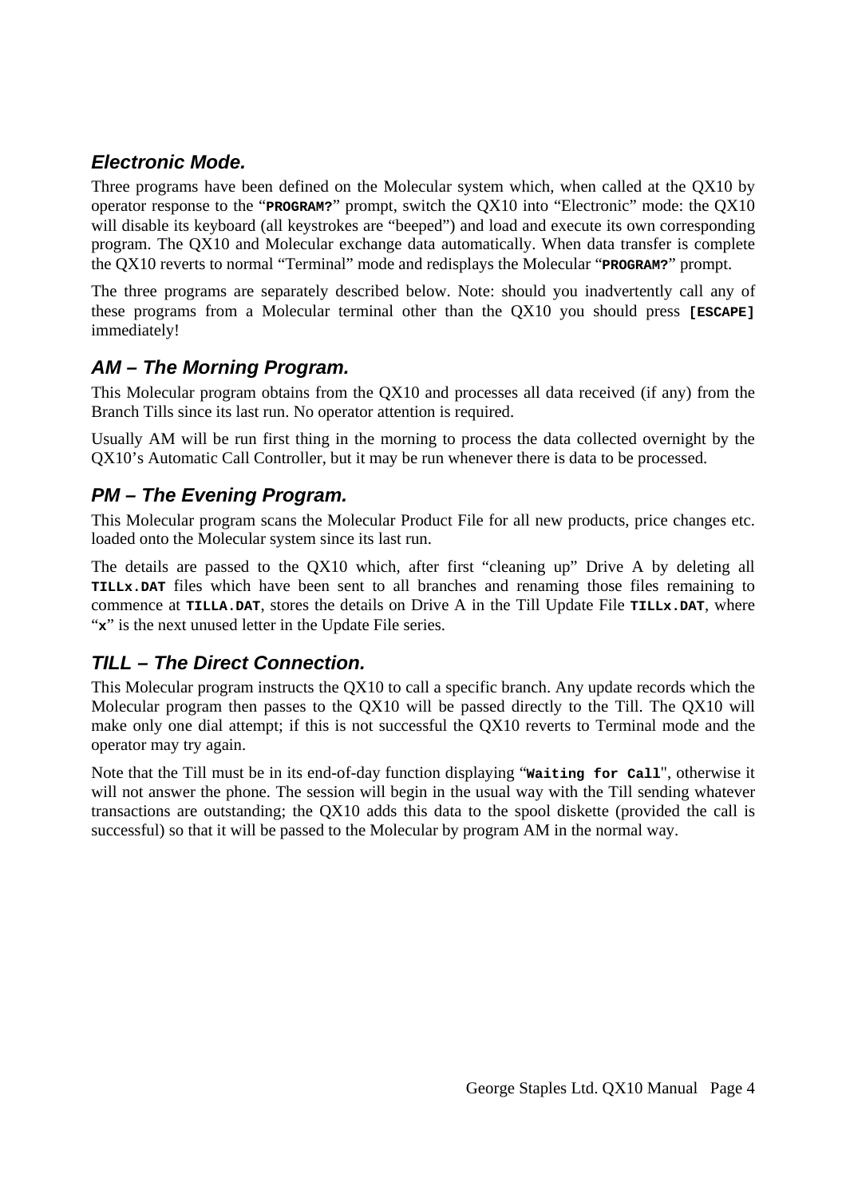### *Electronic Mode.*

Three programs have been defined on the Molecular system which, when called at the QX10 by operator response to the "**`PROGRAM?`**" prompt, switch the QX10 into "Electronic" mode: the QX10 will disable its keyboard (all keystrokes are "beeped") and load and execute its own corresponding program. The QX10 and Molecular exchange data automatically. When data transfer is complete the QX10 reverts to normal "Terminal" mode and redisplays the Molecular "**`PROGRAM?`**" prompt.

The three programs are separately described below. Note: should you inadvertently call any of these programs from a Molecular terminal other than the QX10 you should press **`[ESCAPE]`** immediately!

### *AM – The Morning Program.*

This Molecular program obtains from the QX10 and processes all data received (if any) from the Branch Tills since its last run. No operator attention is required.

Usually AM will be run first thing in the morning to process the data collected overnight by the QX10's Automatic Call Controller, but it may be run whenever there is data to be processed.

### *PM – The Evening Program.*

This Molecular program scans the Molecular Product File for all new products, price changes etc. loaded onto the Molecular system since its last run.

The details are passed to the QX10 which, after first "cleaning up" Drive A by deleting all **`TILLx.DAT`** files which have been sent to all branches and renaming those files remaining to commence at **`TILLA.DAT`**, stores the details on Drive A in the Till Update File **`TILLx.DAT`**, where "**`x`**" is the next unused letter in the Update File series.

### *TILL – The Direct Connection.*

This Molecular program instructs the QX10 to call a specific branch. Any update records which the Molecular program then passes to the QX10 will be passed directly to the Till. The QX10 will make only one dial attempt; if this is not successful the QX10 reverts to Terminal mode and the operator may try again.

Note that the Till must be in its end-of-day function displaying "**`Waiting for Call`**", otherwise it will not answer the phone. The session will begin in the usual way with the Till sending whatever transactions are outstanding; the QX10 adds this data to the spool diskette (provided the call is successful) so that it will be passed to the Molecular by program AM in the normal way.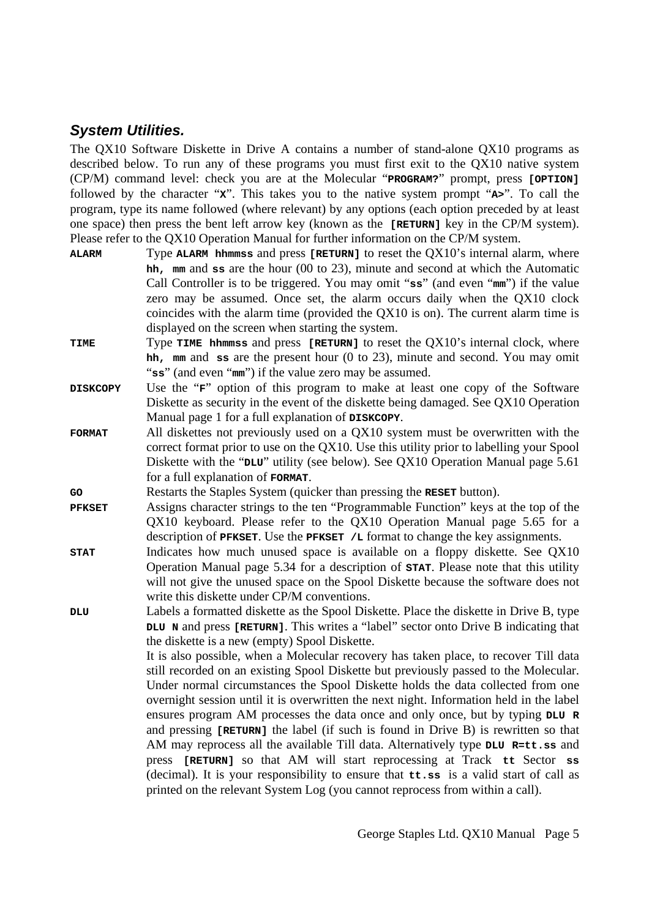### *System Utilities.*

The QX10 Software Diskette in Drive A contains a number of stand-alone QX10 programs as described below. To run any of these programs you must first exit to the QX10 native system (CP/M) command level: check you are at the Molecular "`PROGRAM?`" prompt, press **`[OPTION]`** followed by the character "`X`". This takes you to the native system prompt "`A>`". To call the program, type its name followed (where relevant) by any options (each option preceded by at least one space) then press the bent left arrow key (known as the **`[RETURN]`** key in the CP/M system). Please refer to the QX10 Operation Manual for further information on the CP/M system.

**`ALARM`** Type **`ALARM hhmmss`** and press **`[RETURN]`** to reset the QX10's internal alarm, where **`hh, mm`** and **`ss`** are the hour (00 to 23), minute and second at which the Automatic Call Controller is to be triggered. You may omit "`ss`" (and even "`mm`") if the value zero may be assumed. Once set, the alarm occurs daily when the QX10 clock coincides with the alarm time (provided the QX10 is on). The current alarm time is displayed on the screen when starting the system.

**`TIME`** Type **`TIME hhmmss`** and press **`[RETURN]`** to reset the QX10's internal clock, where **`hh, mm`** and **`ss`** are the present hour (0 to 23), minute and second. You may omit "`ss`" (and even "`mm`") if the value zero may be assumed.

**`DISKCOPY`** Use the "`F`" option of this program to make at least one copy of the Software Diskette as security in the event of the diskette being damaged. See QX10 Operation Manual page 1 for a full explanation of **`DISKCOPY`**.

**`FORMAT`** All diskettes not previously used on a QX10 system must be overwritten with the correct format prior to use on the QX10. Use this utility prior to labelling your Spool Diskette with the "`DLU`" utility (see below). See QX10 Operation Manual page 5.61 for a full explanation of **`FORMAT`**.

**`GO`** Restarts the Staples System (quicker than pressing the **`RESET`** button).

**`PFKSET`** Assigns character strings to the ten "Programmable Function" keys at the top of the QX10 keyboard. Please refer to the QX10 Operation Manual page 5.65 for a description of **`PFKSET`**. Use the **`PFKSET /L`** format to change the key assignments.

**`STAT`** Indicates how much unused space is available on a floppy diskette. See QX10 Operation Manual page 5.34 for a description of **`STAT`**. Please note that this utility will not give the unused space on the Spool Diskette because the software does not write this diskette under CP/M conventions.

**`DLU`** Labels a formatted diskette as the Spool Diskette. Place the diskette in Drive B, type **`DLU N`** and press **`[RETURN]`**. This writes a "label" sector onto Drive B indicating that the diskette is a new (empty) Spool Diskette.

It is also possible, when a Molecular recovery has taken place, to recover Till data still recorded on an existing Spool Diskette but previously passed to the Molecular. Under normal circumstances the Spool Diskette holds the data collected from one overnight session until it is overwritten the next night. Information held in the label ensures program AM processes the data once and only once, but by typing **`DLU R`** and pressing **`[RETURN]`** the label (if such is found in Drive B) is rewritten so that AM may reprocess all the available Till data. Alternatively type **`DLU R=tt.ss`** and press **`[RETURN]`** so that AM will start reprocessing at Track **`tt`** Sector **`ss`** (decimal). It is your responsibility to ensure that **`tt.ss`** is a valid start of call as printed on the relevant System Log (you cannot reprocess from within a call).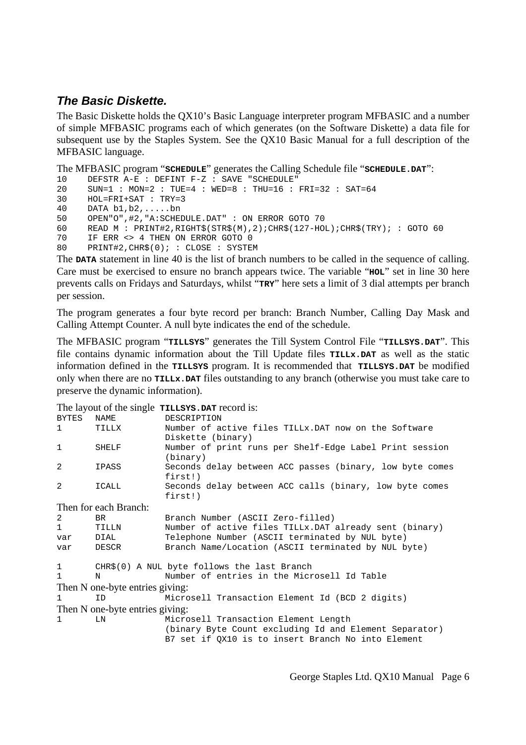### *The Basic Diskette.*

The Basic Diskette holds the QX10's Basic Language interpreter program MFBASIC and a number of simple MFBASIC programs each of which generates (on the Software Diskette) a data file for subsequent use by the Staples System. See the QX10 Basic Manual for a full description of the MFBASIC language.

The MFBASIC program "**SCHEDULE**" generates the Calling Schedule file "**SCHEDULE.DAT**":

```
10     DEFSTR A-E : DEFINT F-Z : SAVE "SCHEDULE"
20     SUN=1 : MON=2 : TUE=4 : WED=8 : THU=16 : FRI=32 : SAT=64
30     HOL=FRI+SAT : TRY=3
40     DATA b1,b2,.....bn
50     OPEN"O",#2,"A:SCHEDULE.DAT" : ON ERROR GOTO 70
60     READ M : PRINT#2,RIGHT$(STR$(M),2);CHR$(127-HOL);CHR$(TRY); : GOTO 60
70     IF ERR <> 4 THEN ON ERROR GOTO 0
80     PRINT#2,CHR$(0); : CLOSE : SYSTEM
```

The **DATA** statement in line 40 is the list of branch numbers to be called in the sequence of calling. Care must be exercised to ensure no branch appears twice. The variable "**HOL**" set in line 30 here prevents calls on Fridays and Saturdays, whilst "**TRY**" here sets a limit of 3 dial attempts per branch per session.

The program generates a four byte record per branch: Branch Number, Calling Day Mask and Calling Attempt Counter. A null byte indicates the end of the schedule.

The MFBASIC program "**TILLSYS**" generates the Till System Control File "**TILLSYS.DAT**". This file contains dynamic information about the Till Update files **TILLx.DAT** as well as the static information defined in the **TILLSYS** program. It is recommended that **TILLSYS.DAT** be modified only when there are no **TILLx.DAT** files outstanding to any branch (otherwise you must take care to preserve the dynamic information).

The layout of the single **TILLSYS.DAT** record is:

```
BYTES   NAME        DESCRIPTION
1       TILLX       Number of active files TILLx.DAT now on the Software
                    Diskette (binary)
1       SHELF       Number of print runs per Shelf-Edge Label Print session
                    (binary)
2       IPASS       Seconds delay between ACC passes (binary, low byte comes
                    first!)
2       ICALL       Seconds delay between ACC calls (binary, low byte comes
                    first!)
```

Then for each Branch:

```
2       BR          Branch Number (ASCII Zero-filled)
1       TILLN       Number of active files TILLx.DAT already sent (binary)
var     DIAL        Telephone Number (ASCII terminated by NUL byte)
var     DESCR       Branch Name/Location (ASCII terminated by NUL byte)

1       CHR$(0) A NUL byte follows the last Branch
1       N           Number of entries in the Microsell Id Table
```

Then N one-byte entries giving:

```
1       ID          Microsell Transaction Element Id (BCD 2 digits)
```

Then N one-byte entries giving:

```
1       LN          Microsell Transaction Element Length
                    (binary Byte Count excluding Id and Element Separator)
                    B7 set if QX10 is to insert Branch No into Element
```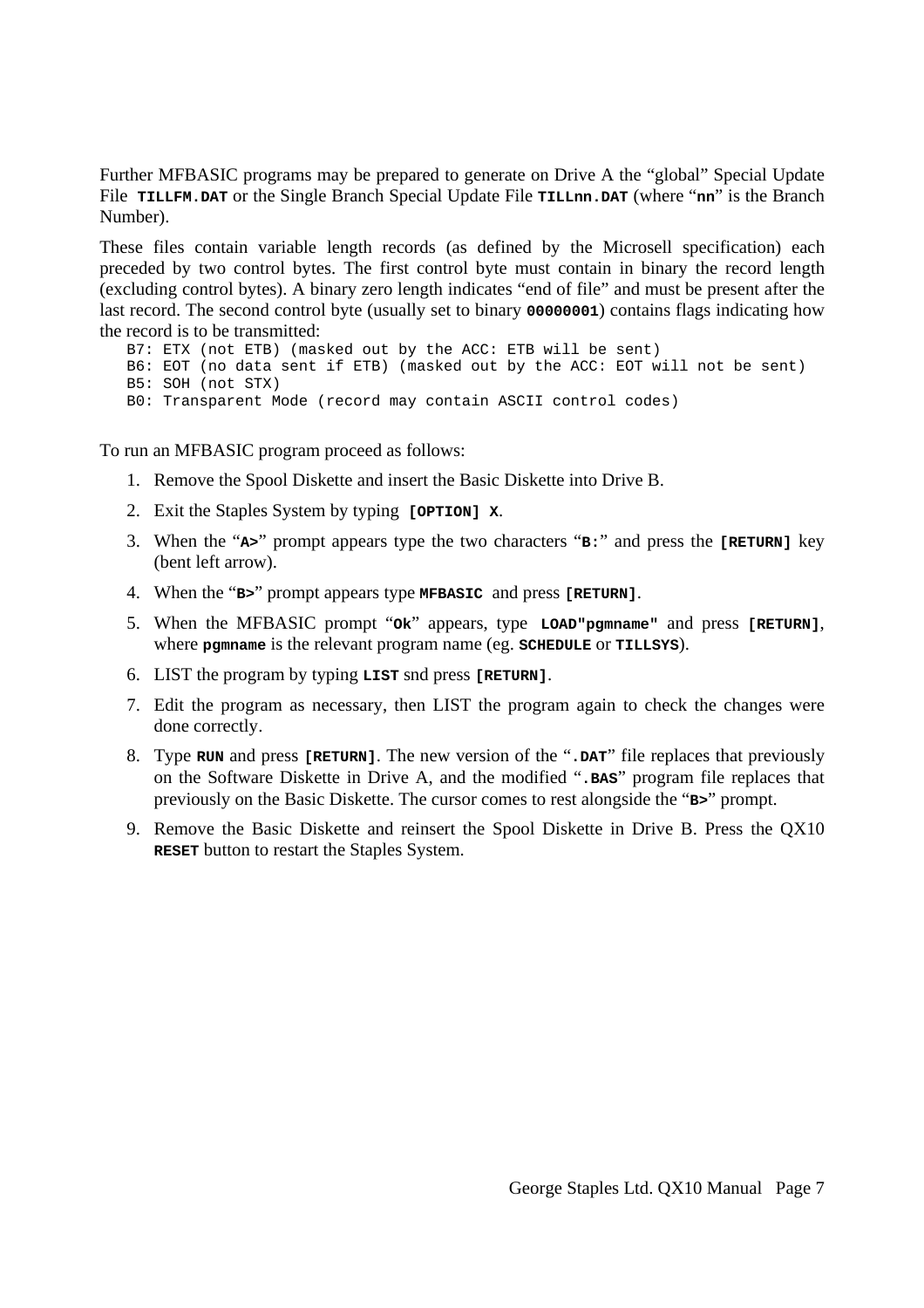Further MFBASIC programs may be prepared to generate on Drive A the “global” Special Update File **`TILLFM.DAT`** or the Single Branch Special Update File **`TILLnn.DAT`** (where “**`nn`**” is the Branch Number).

These files contain variable length records (as defined by the Microsell specification) each preceded by two control bytes. The first control byte must contain in binary the record length (excluding control bytes). A binary zero length indicates “end of file” and must be present after the last record. The second control byte (usually set to binary **`00000001`**) contains flags indicating how the record is to be transmitted:

```
B7: ETX (not ETB) (masked out by the ACC: ETB will be sent)
B6: EOT (no data sent if ETB) (masked out by the ACC: EOT will not be sent)
B5: SOH (not STX)
B0: Transparent Mode (record may contain ASCII control codes)
```

To run an MFBASIC program proceed as follows:

1. Remove the Spool Diskette and insert the Basic Diskette into Drive B.
2. Exit the Staples System by typing **`[OPTION] X`**.
3. When the “**`A>`**” prompt appears type the two characters “**`B:`**” and press the **`[RETURN]`** key (bent left arrow).
4. When the “**`B>`**” prompt appears type **`MFBASIC`** and press **`[RETURN]`**.
5. When the MFBASIC prompt “**`Ok`**” appears, type **`LOAD"pgmname"`** and press **`[RETURN]`**, where **`pgmname`** is the relevant program name (eg. **`SCHEDULE`** or **`TILLSYS`**).
6. LIST the program by typing **`LIST`** snd press **`[RETURN]`**.
7. Edit the program as necessary, then LIST the program again to check the changes were done correctly.
8. Type **`RUN`** and press **`[RETURN]`**. The new version of the “**`.DAT`**” file replaces that previously on the Software Diskette in Drive A, and the modified “**`.BAS`**” program file replaces that previously on the Basic Diskette. The cursor comes to rest alongside the “**`B>`**” prompt.
9. Remove the Basic Diskette and reinsert the Spool Diskette in Drive B. Press the QX10 **`RESET`** button to restart the Staples System.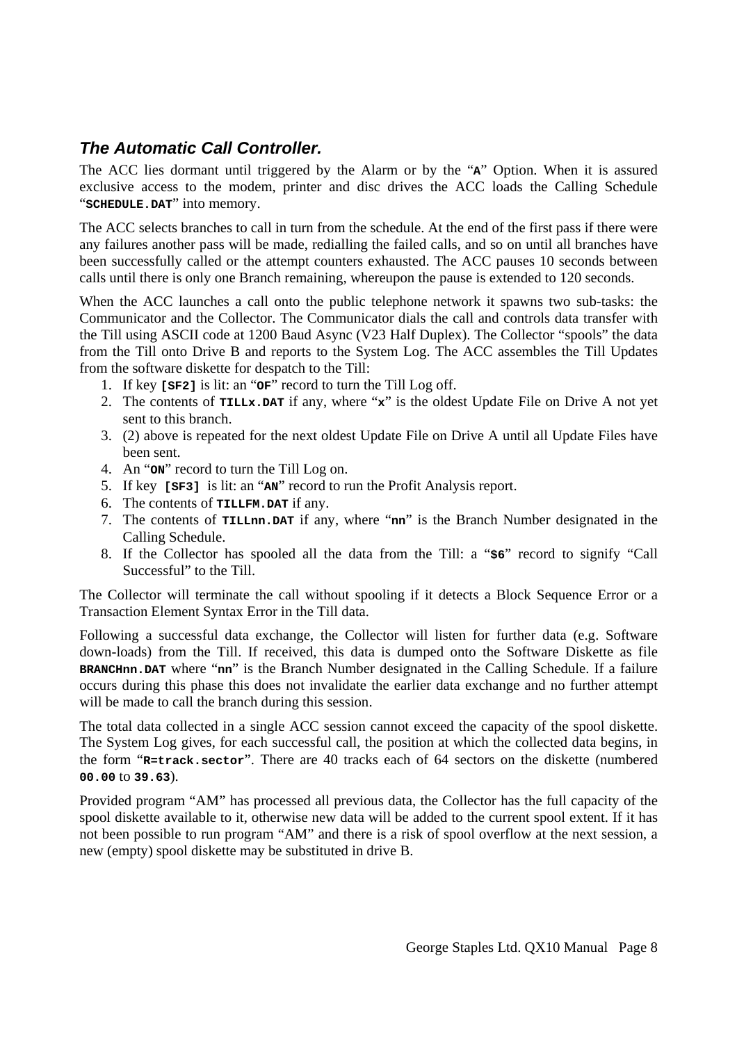### *The Automatic Call Controller.*

The ACC lies dormant until triggered by the Alarm or by the "**`A`**" Option. When it is assured exclusive access to the modem, printer and disc drives the ACC loads the Calling Schedule "**`SCHEDULE.DAT`**" into memory.

The ACC selects branches to call in turn from the schedule. At the end of the first pass if there were any failures another pass will be made, redialling the failed calls, and so on until all branches have been successfully called or the attempt counters exhausted. The ACC pauses 10 seconds between calls until there is only one Branch remaining, whereupon the pause is extended to 120 seconds.

When the ACC launches a call onto the public telephone network it spawns two sub-tasks: the Communicator and the Collector. The Communicator dials the call and controls data transfer with the Till using ASCII code at 1200 Baud Async (V23 Half Duplex). The Collector "spools" the data from the Till onto Drive B and reports to the System Log. The ACC assembles the Till Updates from the software diskette for despatch to the Till:

1. If key **`[SF2]`** is lit: an "**`OF`**" record to turn the Till Log off.
2. The contents of **`TILLx.DAT`** if any, where "**`x`**" is the oldest Update File on Drive A not yet sent to this branch.
3. (2) above is repeated for the next oldest Update File on Drive A until all Update Files have been sent.
4. An "**`ON`**" record to turn the Till Log on.
5. If key **`[SF3]`** is lit: an "**`AN`**" record to run the Profit Analysis report.
6. The contents of **`TILLFM.DAT`** if any.
7. The contents of **`TILLnn.DAT`** if any, where "**`nn`**" is the Branch Number designated in the Calling Schedule.
8. If the Collector has spooled all the data from the Till: a "**`$6`**" record to signify "Call Successful" to the Till.

The Collector will terminate the call without spooling if it detects a Block Sequence Error or a Transaction Element Syntax Error in the Till data.

Following a successful data exchange, the Collector will listen for further data (e.g. Software down-loads) from the Till. If received, this data is dumped onto the Software Diskette as file **`BRANCHnn.DAT`** where "**`nn`**" is the Branch Number designated in the Calling Schedule. If a failure occurs during this phase this does not invalidate the earlier data exchange and no further attempt will be made to call the branch during this session.

The total data collected in a single ACC session cannot exceed the capacity of the spool diskette. The System Log gives, for each successful call, the position at which the collected data begins, in the form "**`R=track.sector`**". There are 40 tracks each of 64 sectors on the diskette (numbered **`00.00`** to **`39.63`**).

Provided program "AM" has processed all previous data, the Collector has the full capacity of the spool diskette available to it, otherwise new data will be added to the current spool extent. If it has not been possible to run program "AM" and there is a risk of spool overflow at the next session, a new (empty) spool diskette may be substituted in drive B.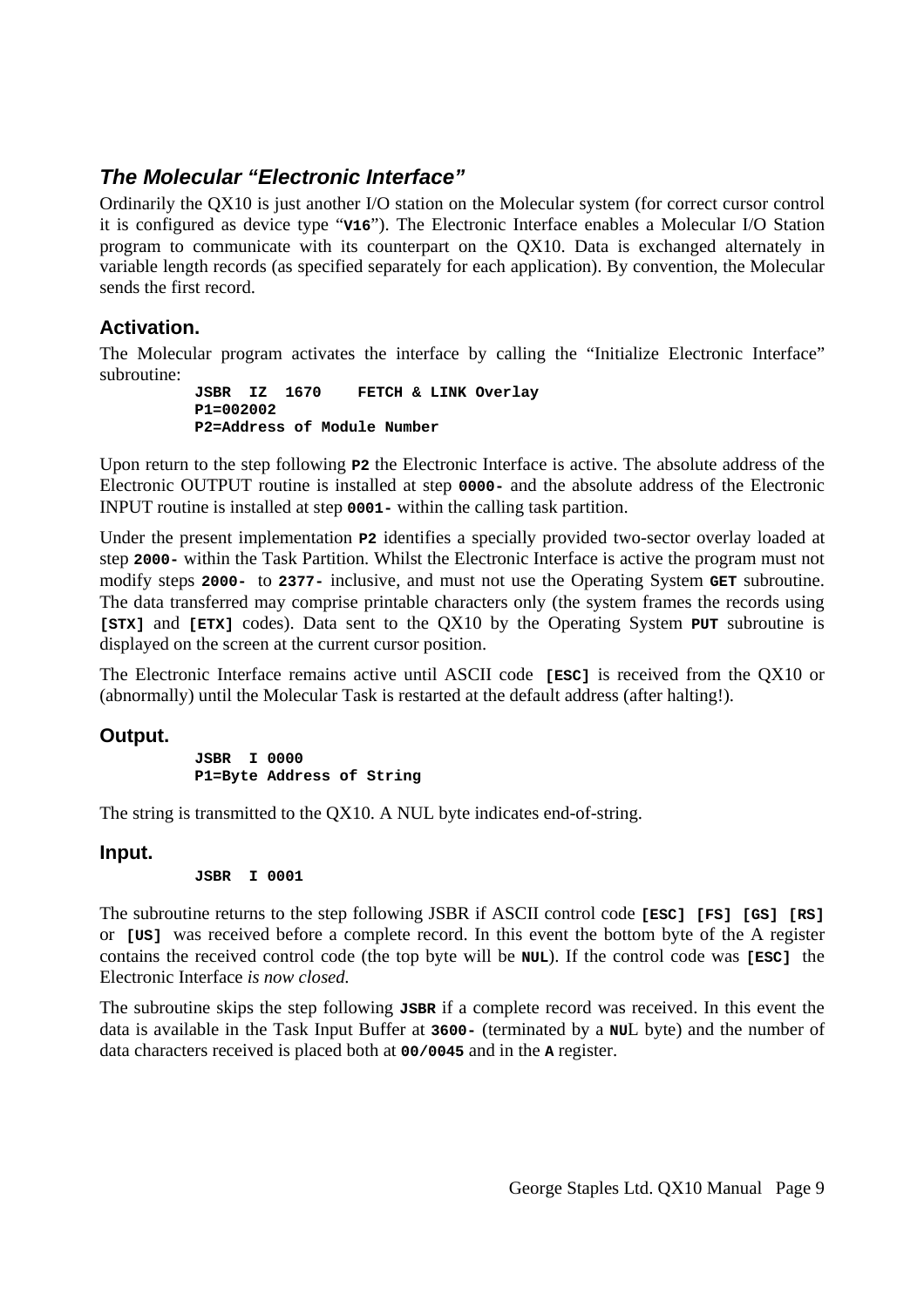## *The Molecular "Electronic Interface"*

Ordinarily the QX10 is just another I/O station on the Molecular system (for correct cursor control it is configured as device type "**V16**"). The Electronic Interface enables a Molecular I/O Station program to communicate with its counterpart on the QX10. Data is exchanged alternately in variable length records (as specified separately for each application). By convention, the Molecular sends the first record.

### Activation.

The Molecular program activates the interface by calling the "Initialize Electronic Interface" subroutine:

```
JSBR  IZ  1670    FETCH & LINK Overlay
P1=002002
P2=Address of Module Number
```

Upon return to the step following **P2** the Electronic Interface is active. The absolute address of the Electronic OUTPUT routine is installed at step **0000-** and the absolute address of the Electronic INPUT routine is installed at step **0001-** within the calling task partition.

Under the present implementation **P2** identifies a specially provided two-sector overlay loaded at step **2000-** within the Task Partition. Whilst the Electronic Interface is active the program must not modify steps **2000-** to **2377-** inclusive, and must not use the Operating System **GET** subroutine. The data transferred may comprise printable characters only (the system frames the records using **[STX]** and **[ETX]** codes). Data sent to the QX10 by the Operating System **PUT** subroutine is displayed on the screen at the current cursor position.

The Electronic Interface remains active until ASCII code **[ESC]** is received from the QX10 or (abnormally) until the Molecular Task is restarted at the default address (after halting!).

### Output.

```
JSBR  I 0000
P1=Byte Address of String
```

The string is transmitted to the QX10. A NUL byte indicates end-of-string.

### Input.

```
JSBR  I 0001
```

The subroutine returns to the step following JSBR if ASCII control code **[ESC] [FS] [GS] [RS]** or **[US]** was received before a complete record. In this event the bottom byte of the A register contains the received control code (the top byte will be **NUL**). If the control code was **[ESC]** the Electronic Interface *is now closed.*

The subroutine skips the step following **JSBR** if a complete record was received. In this event the data is available in the Task Input Buffer at **3600-** (terminated by a **NU**L byte) and the number of data characters received is placed both at **00/0045** and in the **A** register.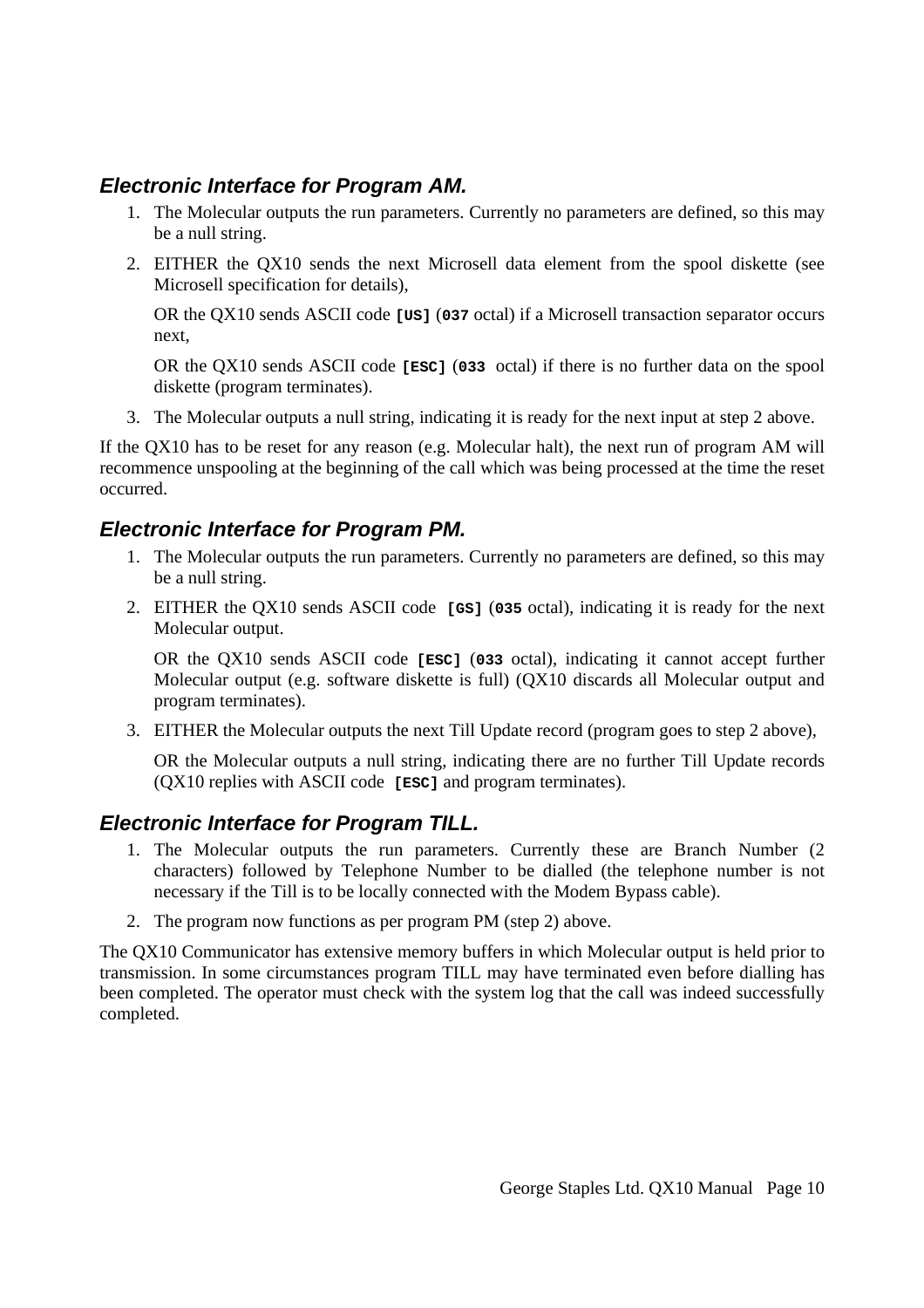### *Electronic Interface for Program AM.*

1. The Molecular outputs the run parameters. Currently no parameters are defined, so this may be a null string.
2. EITHER the QX10 sends the next Microsell data element from the spool diskette (see Microsell specification for details),

   OR the QX10 sends ASCII code **`[US]`** (**`037`** octal) if a Microsell transaction separator occurs next,

   OR the QX10 sends ASCII code **`[ESC]`** (**`033`** octal) if there is no further data on the spool diskette (program terminates).
3. The Molecular outputs a null string, indicating it is ready for the next input at step 2 above.

If the QX10 has to be reset for any reason (e.g. Molecular halt), the next run of program AM will recommence unspooling at the beginning of the call which was being processed at the time the reset occurred.

### *Electronic Interface for Program PM.*

1. The Molecular outputs the run parameters. Currently no parameters are defined, so this may be a null string.
2. EITHER the QX10 sends ASCII code **`[GS]`** (**`035`** octal), indicating it is ready for the next Molecular output.

   OR the QX10 sends ASCII code **`[ESC]`** (**`033`** octal), indicating it cannot accept further Molecular output (e.g. software diskette is full) (QX10 discards all Molecular output and program terminates).
3. EITHER the Molecular outputs the next Till Update record (program goes to step 2 above),

   OR the Molecular outputs a null string, indicating there are no further Till Update records (QX10 replies with ASCII code **`[ESC]`** and program terminates).

### *Electronic Interface for Program TILL.*

1. The Molecular outputs the run parameters. Currently these are Branch Number (2 characters) followed by Telephone Number to be dialled (the telephone number is not necessary if the Till is to be locally connected with the Modem Bypass cable).
2. The program now functions as per program PM (step 2) above.

The QX10 Communicator has extensive memory buffers in which Molecular output is held prior to transmission. In some circumstances program TILL may have terminated even before dialling has been completed. The operator must check with the system log that the call was indeed successfully completed.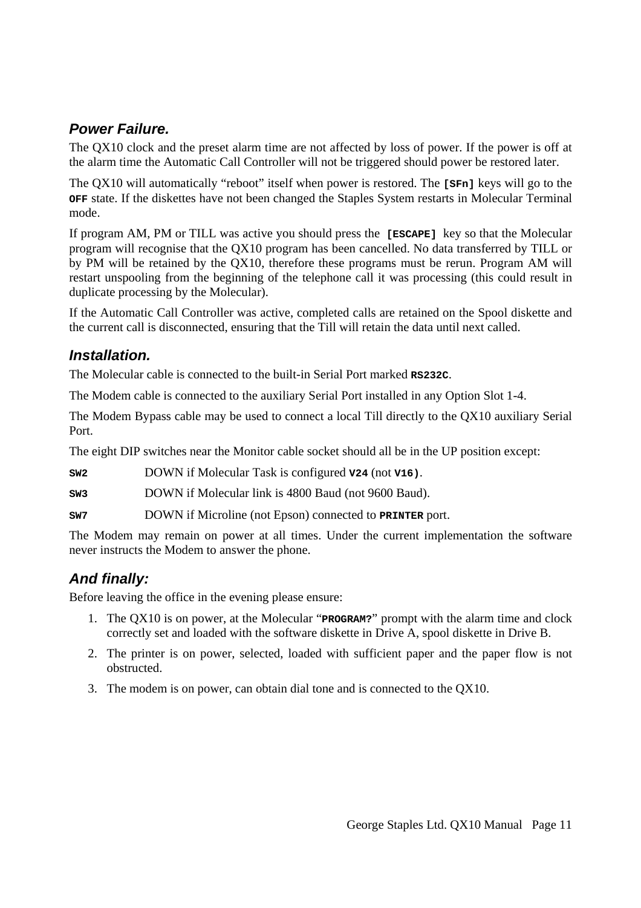### *Power Failure.*

The QX10 clock and the preset alarm time are not affected by loss of power. If the power is off at the alarm time the Automatic Call Controller will not be triggered should power be restored later.

The QX10 will automatically "reboot" itself when power is restored. The **`[SFn]`** keys will go to the **`OFF`** state. If the diskettes have not been changed the Staples System restarts in Molecular Terminal mode.

If program AM, PM or TILL was active you should press the **`[ESCAPE]`** key so that the Molecular program will recognise that the QX10 program has been cancelled. No data transferred by TILL or by PM will be retained by the QX10, therefore these programs must be rerun. Program AM will restart unspooling from the beginning of the telephone call it was processing (this could result in duplicate processing by the Molecular).

If the Automatic Call Controller was active, completed calls are retained on the Spool diskette and the current call is disconnected, ensuring that the Till will retain the data until next called.

### *Installation.*

The Molecular cable is connected to the built-in Serial Port marked **`RS232C`**.

The Modem cable is connected to the auxiliary Serial Port installed in any Option Slot 1-4.

The Modem Bypass cable may be used to connect a local Till directly to the QX10 auxiliary Serial Port.

The eight DIP switches near the Monitor cable socket should all be in the UP position except:

**`SW2`** DOWN if Molecular Task is configured **`V24`** (not **`V16)`**.

**`SW3`** DOWN if Molecular link is 4800 Baud (not 9600 Baud).

**`SW7`** DOWN if Microline (not Epson) connected to **`PRINTER`** port.

The Modem may remain on power at all times. Under the current implementation the software never instructs the Modem to answer the phone.

### *And finally:*

Before leaving the office in the evening please ensure:

1. The QX10 is on power, at the Molecular "**`PROGRAM?`**" prompt with the alarm time and clock correctly set and loaded with the software diskette in Drive A, spool diskette in Drive B.
2. The printer is on power, selected, loaded with sufficient paper and the paper flow is not obstructed.
3. The modem is on power, can obtain dial tone and is connected to the QX10.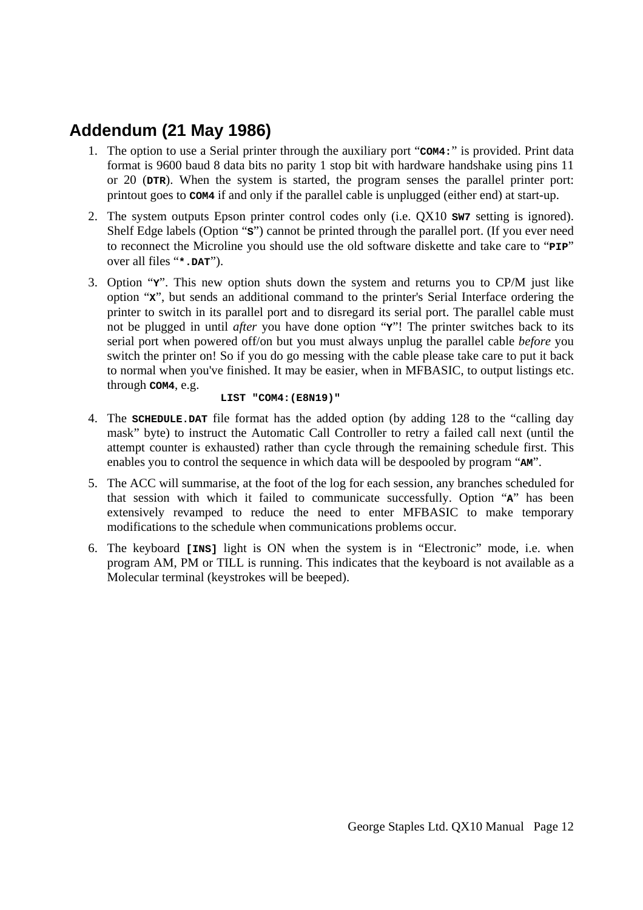## Addendum (21 May 1986)

1. The option to use a Serial printer through the auxiliary port "**`COM4:`**" is provided. Print data format is 9600 baud 8 data bits no parity 1 stop bit with hardware handshake using pins 11 or 20 (**`DTR`**). When the system is started, the program senses the parallel printer port: printout goes to **`COM4`** if and only if the parallel cable is unplugged (either end) at start-up.

2. The system outputs Epson printer control codes only (i.e. QX10 **`SW7`** setting is ignored). Shelf Edge labels (Option "**`S`**") cannot be printed through the parallel port. (If you ever need to reconnect the Microline you should use the old software diskette and take care to "**`PIP`**" over all files "**`*.DAT`**").

3. Option "**`Y`**". This new option shuts down the system and returns you to CP/M just like option "**`X`**", but sends an additional command to the printer's Serial Interface ordering the printer to switch in its parallel port and to disregard its serial port. The parallel cable must not be plugged in until *after* you have done option "**`Y`**"! The printer switches back to its serial port when powered off/on but you must always unplug the parallel cable *before* you switch the printer on! So if you do go messing with the cable please take care to put it back to normal when you've finished. It may be easier, when in MFBASIC, to output listings etc. through **`COM4`**, e.g.

   ```
   LIST "COM4:(E8N19)"
   ```

4. The **`SCHEDULE.DAT`** file format has the added option (by adding 128 to the "calling day mask" byte) to instruct the Automatic Call Controller to retry a failed call next (until the attempt counter is exhausted) rather than cycle through the remaining schedule first. This enables you to control the sequence in which data will be despooled by program "**`AM`**".

5. The ACC will summarise, at the foot of the log for each session, any branches scheduled for that session with which it failed to communicate successfully. Option "**`A`**" has been extensively revamped to reduce the need to enter MFBASIC to make temporary modifications to the schedule when communications problems occur.

6. The keyboard **`[INS]`** light is ON when the system is in "Electronic" mode, i.e. when program AM, PM or TILL is running. This indicates that the keyboard is not available as a Molecular terminal (keystrokes will be beeped).